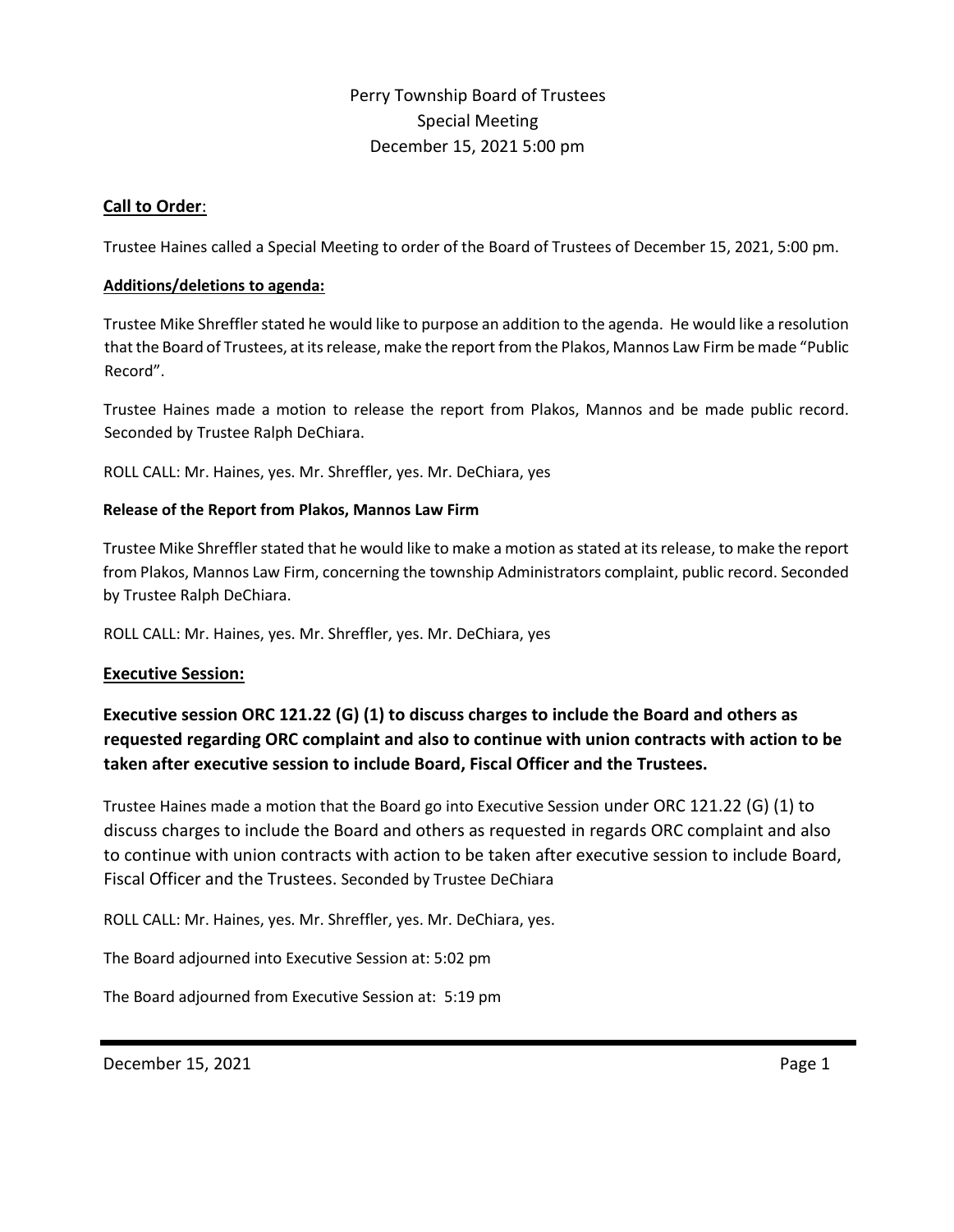# Perry Township Board of Trustees
## Special Meeting
## December 15, 2021 5:00 pm

**Call to Order**:

Trustee Haines called a Special Meeting to order of the Board of Trustees of December 15, 2021, 5:00 pm.

**Additions/deletions to agenda:**

Trustee Mike Shreffler stated he would like to purpose an addition to the agenda. He would like a resolution that the Board of Trustees, at its release, make the report from the Plakos, Mannos Law Firm be made "Public Record".

Trustee Haines made a motion to release the report from Plakos, Mannos and be made public record. Seconded by Trustee Ralph DeChiara.

ROLL CALL: Mr. Haines, yes. Mr. Shreffler, yes. Mr. DeChiara, yes

**Release of the Report from Plakos, Mannos Law Firm**

Trustee Mike Shreffler stated that he would like to make a motion as stated at its release, to make the report from Plakos, Mannos Law Firm, concerning the township Administrators complaint, public record. Seconded by Trustee Ralph DeChiara.

ROLL CALL: Mr. Haines, yes. Mr. Shreffler, yes. Mr. DeChiara, yes

**Executive Session:**

**Executive session ORC 121.22 (G) (1) to discuss charges to include the Board and others as requested regarding ORC complaint and also to continue with union contracts with action to be taken after executive session to include Board, Fiscal Officer and the Trustees.**

Trustee Haines made a motion that the Board go into Executive Session under ORC 121.22 (G) (1) to discuss charges to include the Board and others as requested in regards ORC complaint and also to continue with union contracts with action to be taken after executive session to include Board, Fiscal Officer and the Trustees. Seconded by Trustee DeChiara

ROLL CALL: Mr. Haines, yes. Mr. Shreffler, yes. Mr. DeChiara, yes.

The Board adjourned into Executive Session at: 5:02 pm

The Board adjourned from Executive Session at: 5:19 pm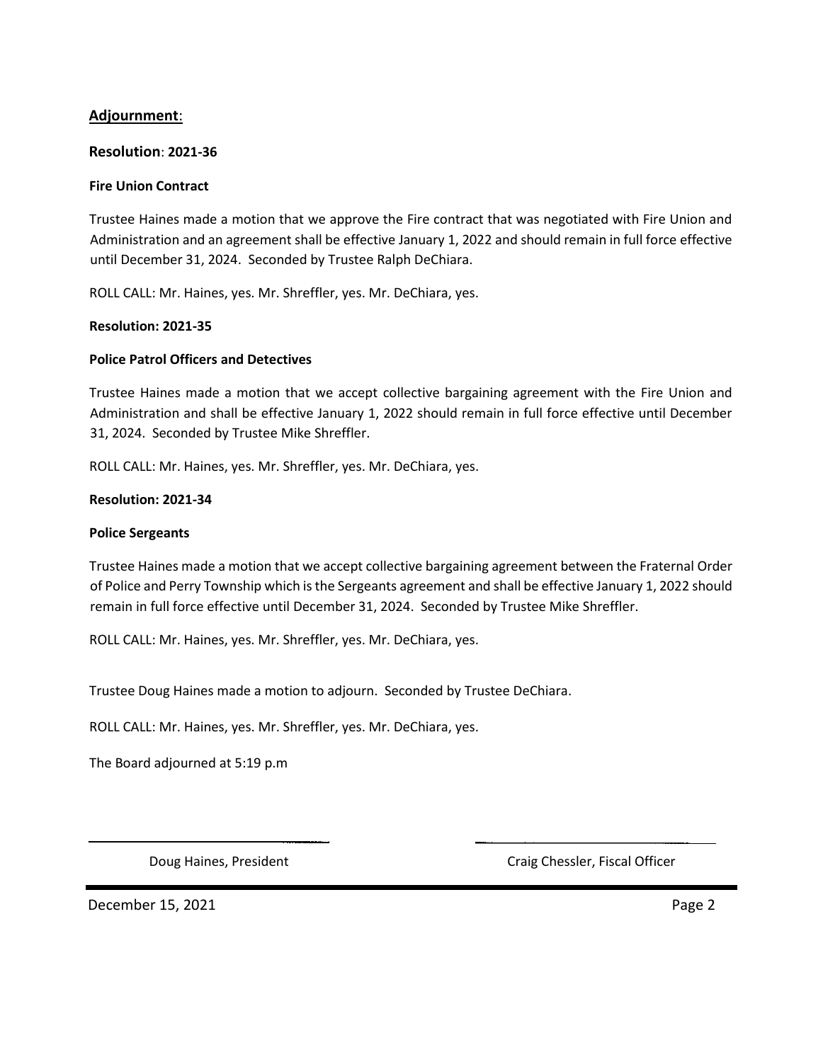## Adjournment:

**Resolution**: **2021-36**

**Fire Union Contract**

Trustee Haines made a motion that we approve the Fire contract that was negotiated with Fire Union and Administration and an agreement shall be effective January 1, 2022 and should remain in full force effective until December 31, 2024. Seconded by Trustee Ralph DeChiara.

ROLL CALL: Mr. Haines, yes. Mr. Shreffler, yes. Mr. DeChiara, yes.

**Resolution: 2021-35**

**Police Patrol Officers and Detectives**

Trustee Haines made a motion that we accept collective bargaining agreement with the Fire Union and Administration and shall be effective January 1, 2022 should remain in full force effective until December 31, 2024. Seconded by Trustee Mike Shreffler.

ROLL CALL: Mr. Haines, yes. Mr. Shreffler, yes. Mr. DeChiara, yes.

**Resolution: 2021-34**

**Police Sergeants**

Trustee Haines made a motion that we accept collective bargaining agreement between the Fraternal Order of Police and Perry Township which is the Sergeants agreement and shall be effective January 1, 2022 should remain in full force effective until December 31, 2024. Seconded by Trustee Mike Shreffler.

ROLL CALL: Mr. Haines, yes. Mr. Shreffler, yes. Mr. DeChiara, yes.

Trustee Doug Haines made a motion to adjourn. Seconded by Trustee DeChiara.

ROLL CALL: Mr. Haines, yes. Mr. Shreffler, yes. Mr. DeChiara, yes.

The Board adjourned at 5:19 p.m

Doug Haines, President

Craig Chessler, Fiscal Officer

December 15, 2021